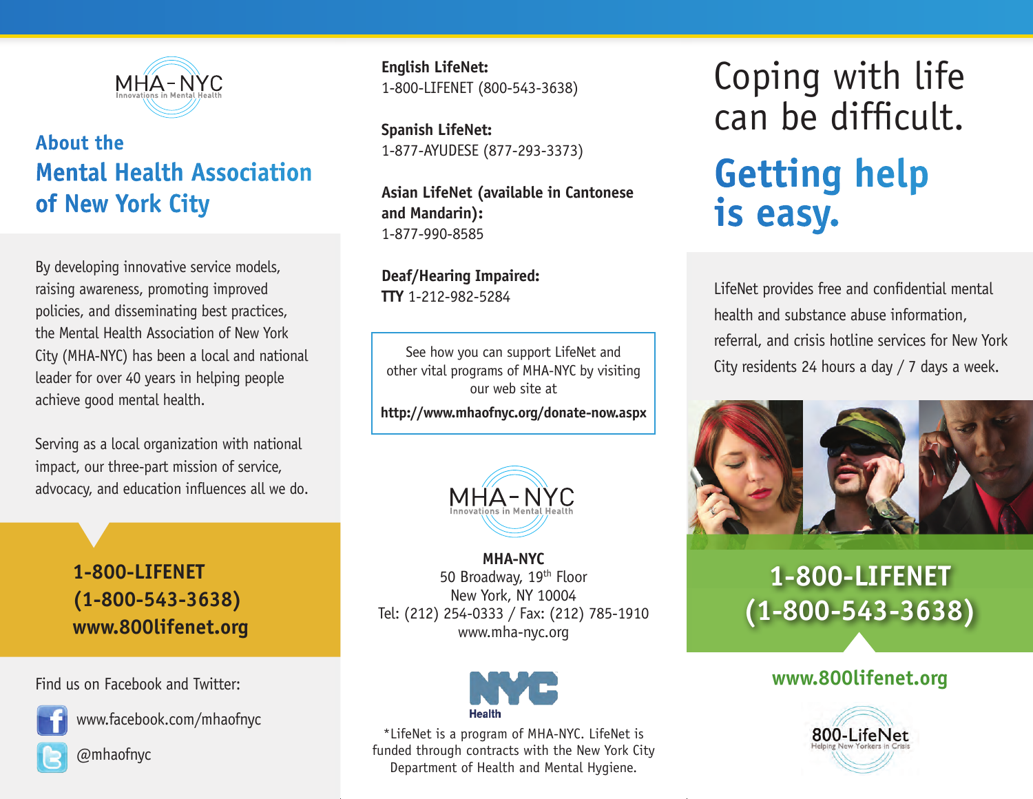MHA-NYC
Innovations in Mental Health

## About the Mental Health Association of New York City

By developing innovative service models, raising awareness, promoting improved policies, and disseminating best practices, the Mental Health Association of New York City (MHA-NYC) has been a local and national leader for over 40 years in helping people achieve good mental health.

Serving as a local organization with national impact, our three-part mission of service, advocacy, and education influences all we do.

**1-800-LIFENET**
**(1-800-543-3638)**
**www.800lifenet.org**

Find us on Facebook and Twitter:

www.facebook.com/mhaofnyc

@mhaofnyc

**English LifeNet:**
1-800-LIFENET (800-543-3638)

**Spanish LifeNet:**
1-877-AYUDESE (877-293-3373)

**Asian LifeNet (available in Cantonese and Mandarin):**
1-877-990-8585

**Deaf/Hearing Impaired:**
**TTY** 1-212-982-5284

See how you can support LifeNet and other vital programs of MHA-NYC by visiting our web site at

**http://www.mhaofnyc.org/donate-now.aspx**

MHA-NYC
Innovations in Mental Health

**MHA-NYC**
50 Broadway, 19th Floor
New York, NY 10004
Tel: (212) 254-0333 / Fax: (212) 785-1910
www.mha-nyc.org

NYC Health

*LifeNet is a program of MHA-NYC. LifeNet is funded through contracts with the New York City Department of Health and Mental Hygiene.

# Coping with life can be difficult.

# Getting help is easy.

LifeNet provides free and confidential mental health and substance abuse information, referral, and crisis hotline services for New York City residents 24 hours a day / 7 days a week.

**1-800-LIFENET**
**(1-800-543-3638)**

**www.800lifenet.org**

800-LifeNet
Helping New Yorkers in Crisis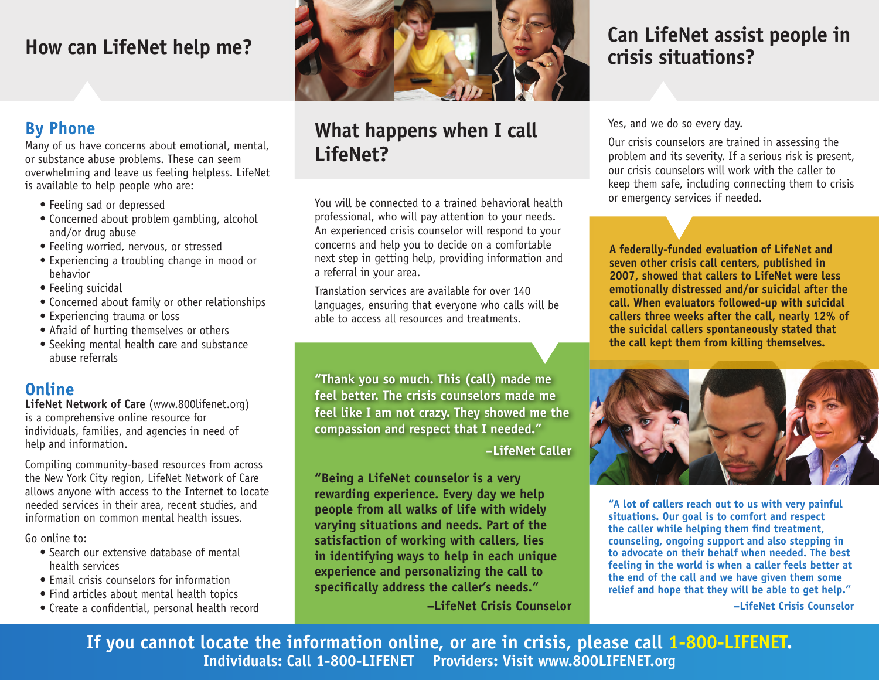## How can LifeNet help me?

### By Phone

Many of us have concerns about emotional, mental, or substance abuse problems. These can seem overwhelming and leave us feeling helpless. LifeNet is available to help people who are:

- Feeling sad or depressed
- Concerned about problem gambling, alcohol and/or drug abuse
- Feeling worried, nervous, or stressed
- Experiencing a troubling change in mood or behavior
- Feeling suicidal
- Concerned about family or other relationships
- Experiencing trauma or loss
- Afraid of hurting themselves or others
- Seeking mental health care and substance abuse referrals

### Online

**LifeNet Network of Care** (www.800lifenet.org) is a comprehensive online resource for individuals, families, and agencies in need of help and information.

Compiling community-based resources from across the New York City region, LifeNet Network of Care allows anyone with access to the Internet to locate needed services in their area, recent studies, and information on common mental health issues.

Go online to:

- Search our extensive database of mental health services
- Email crisis counselors for information
- Find articles about mental health topics
- Create a confidential, personal health record

## What happens when I call LifeNet?

You will be connected to a trained behavioral health professional, who will pay attention to your needs. An experienced crisis counselor will respond to your concerns and help you to decide on a comfortable next step in getting help, providing information and a referral in your area.

Translation services are available for over 140 languages, ensuring that everyone who calls will be able to access all resources and treatments.

**"Thank you so much. This (call) made me feel better. The crisis counselors made me feel like I am not crazy. They showed me the compassion and respect that I needed."**

**–LifeNet Caller**

**"Being a LifeNet counselor is a very rewarding experience. Every day we help people from all walks of life with widely varying situations and needs. Part of the satisfaction of working with callers, lies in identifying ways to help in each unique experience and personalizing the call to specifically address the caller's needs."**

**–LifeNet Crisis Counselor**

## Can LifeNet assist people in crisis situations?

Yes, and we do so every day.

Our crisis counselors are trained in assessing the problem and its severity. If a serious risk is present, our crisis counselors will work with the caller to keep them safe, including connecting them to crisis or emergency services if needed.

**A federally-funded evaluation of LifeNet and seven other crisis call centers, published in 2007, showed that callers to LifeNet were less emotionally distressed and/or suicidal after the call. When evaluators followed-up with suicidal callers three weeks after the call, nearly 12% of the suicidal callers spontaneously stated that the call kept them from killing themselves.**

**"A lot of callers reach out to us with very painful situations. Our goal is to comfort and respect the caller while helping them find treatment, counseling, ongoing support and also stepping in to advocate on their behalf when needed. The best feeling in the world is when a caller feels better at the end of the call and we have given them some relief and hope that they will be able to get help."**

**–LifeNet Crisis Counselor**

**If you cannot locate the information online, or are in crisis, please call 1-800-LIFENET.**

**Individuals: Call 1-800-LIFENET Providers: Visit www.800LIFENET.org**